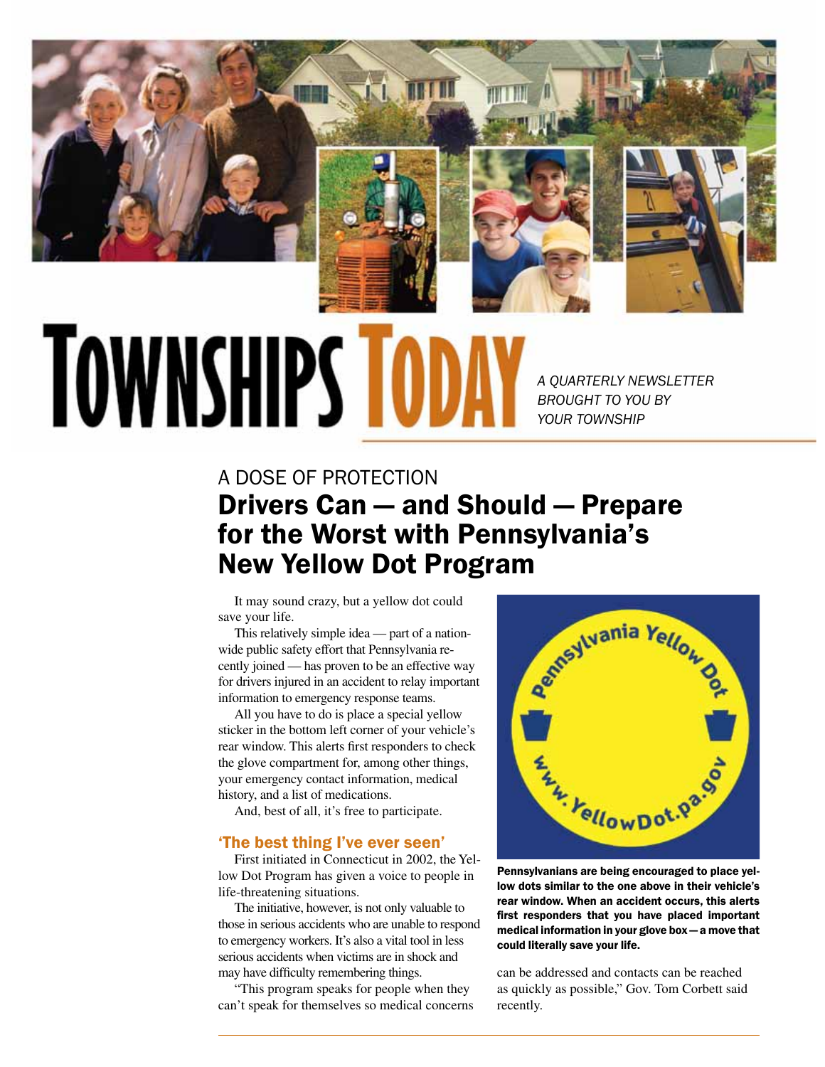# TOWNSHIPS TODAY

*A QUARTERLY NEWSLETTER BROUGHT TO YOU BY YOUR TOWNSHIP*

## A DOSE OF PROTECTION

## Drivers Can — and Should — Prepare for the Worst with Pennsylvania's New Yellow Dot Program

It may sound crazy, but a yellow dot could save your life.

This relatively simple idea — part of a nationwide public safety effort that Pennsylvania recently joined — has proven to be an effective way for drivers injured in an accident to relay important information to emergency response teams.

All you have to do is place a special yellow sticker in the bottom left corner of your vehicle's rear window. This alerts first responders to check the glove compartment for, among other things, your emergency contact information, medical history, and a list of medications.

And, best of all, it's free to participate.

### 'The best thing I've ever seen'

First initiated in Connecticut in 2002, the Yellow Dot Program has given a voice to people in life-threatening situations.

The initiative, however, is not only valuable to those in serious accidents who are unable to respond to emergency workers. It's also a vital tool in less serious accidents when victims are in shock and may have difficulty remembering things.

"This program speaks for people when they can't speak for themselves so medical concerns can be addressed and contacts can be reached as quickly as possible," Gov. Tom Corbett said recently.

Pennsylvania Yellow Dot
www.YellowDot.pa.gov

**Pennsylvanians are being encouraged to place yellow dots similar to the one above in their vehicle's rear window. When an accident occurs, this alerts first responders that you have placed important medical information in your glove box — a move that could literally save your life.**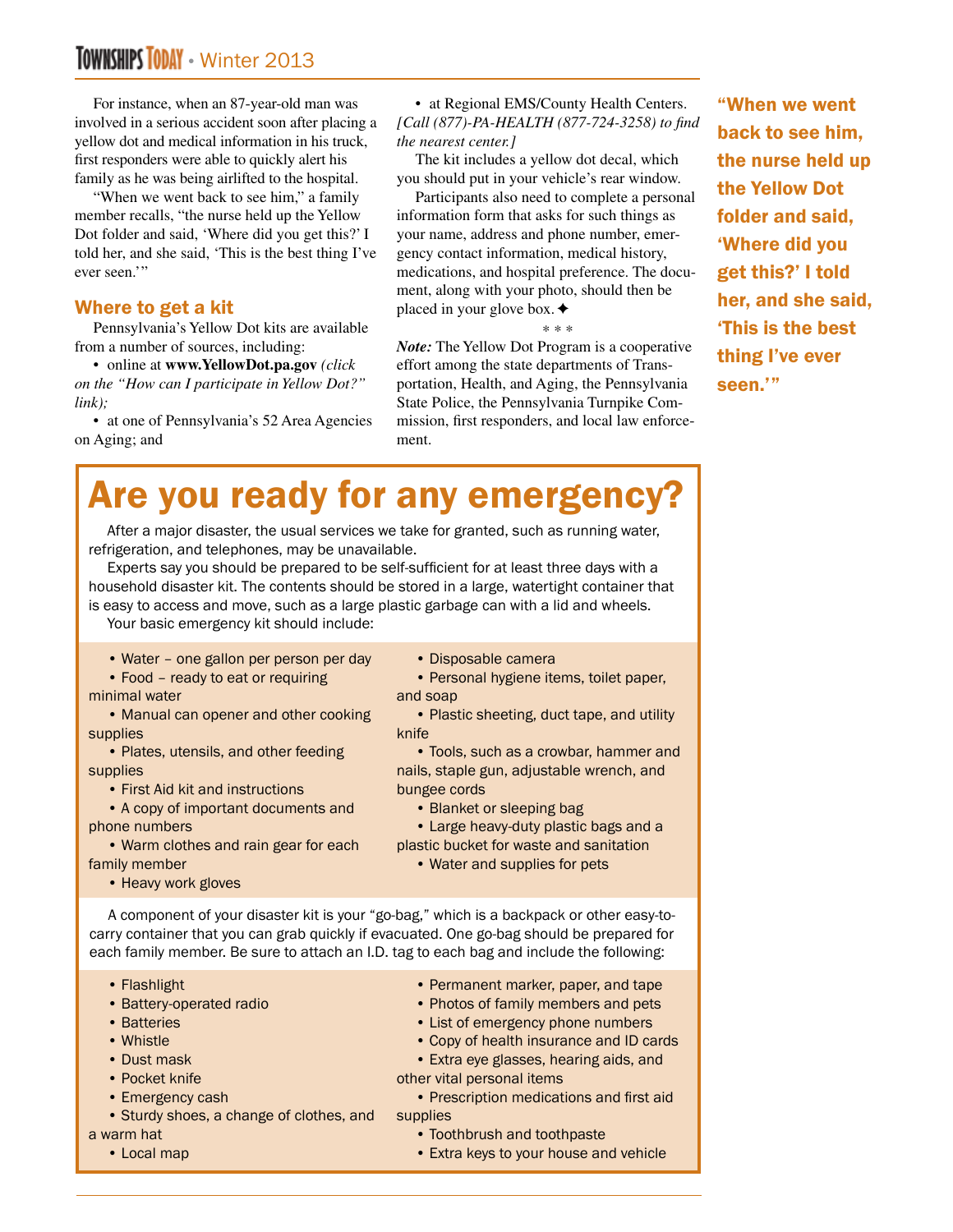For instance, when an 87-year-old man was involved in a serious accident soon after placing a yellow dot and medical information in his truck, first responders were able to quickly alert his family as he was being airlifted to the hospital.

"When we went back to see him," a family member recalls, "the nurse held up the Yellow Dot folder and said, 'Where did you get this?' I told her, and she said, 'This is the best thing I've ever seen.'"

## Where to get a kit

Pennsylvania's Yellow Dot kits are available from a number of sources, including:

- online at **www.YellowDot.pa.gov** *(click on the "How can I participate in Yellow Dot?" link);*
- at one of Pennsylvania's 52 Area Agencies on Aging; and
- at Regional EMS/County Health Centers. *[Call (877)-PA-HEALTH (877-724-3258) to find the nearest center.]*

The kit includes a yellow dot decal, which you should put in your vehicle's rear window.

Participants also need to complete a personal information form that asks for such things as your name, address and phone number, emergency contact information, medical history, medications, and hospital preference. The document, along with your photo, should then be placed in your glove box.✦

\* \* \*

*Note:* The Yellow Dot Program is a cooperative effort among the state departments of Transportation, Health, and Aging, the Pennsylvania State Police, the Pennsylvania Turnpike Commission, first responders, and local law enforcement.

**"When we went back to see him, the nurse held up the Yellow Dot folder and said, 'Where did you get this?' I told her, and she said, 'This is the best thing I've ever seen.'"**

# Are you ready for any emergency?

After a major disaster, the usual services we take for granted, such as running water, refrigeration, and telephones, may be unavailable.

Experts say you should be prepared to be self-sufficient for at least three days with a household disaster kit. The contents should be stored in a large, watertight container that is easy to access and move, such as a large plastic garbage can with a lid and wheels.

Your basic emergency kit should include:

- Water – one gallon per person per day
- Food – ready to eat or requiring minimal water
- Manual can opener and other cooking supplies
- Plates, utensils, and other feeding supplies
- First Aid kit and instructions
- A copy of important documents and phone numbers
- Warm clothes and rain gear for each family member
- Heavy work gloves
- Disposable camera
- Personal hygiene items, toilet paper, and soap
- Plastic sheeting, duct tape, and utility knife
- Tools, such as a crowbar, hammer and nails, staple gun, adjustable wrench, and bungee cords
- Blanket or sleeping bag
- Large heavy-duty plastic bags and a plastic bucket for waste and sanitation
- Water and supplies for pets

A component of your disaster kit is your "go-bag," which is a backpack or other easy-to-carry container that you can grab quickly if evacuated. One go-bag should be prepared for each family member. Be sure to attach an I.D. tag to each bag and include the following:

- Flashlight
- Battery-operated radio
- Batteries
- Whistle
- Dust mask
- Pocket knife
- Emergency cash
- Sturdy shoes, a change of clothes, and a warm hat
- Local map
- Permanent marker, paper, and tape
- Photos of family members and pets
- List of emergency phone numbers
- Copy of health insurance and ID cards
- Extra eye glasses, hearing aids, and other vital personal items
- Prescription medications and first aid supplies
- Toothbrush and toothpaste
- Extra keys to your house and vehicle